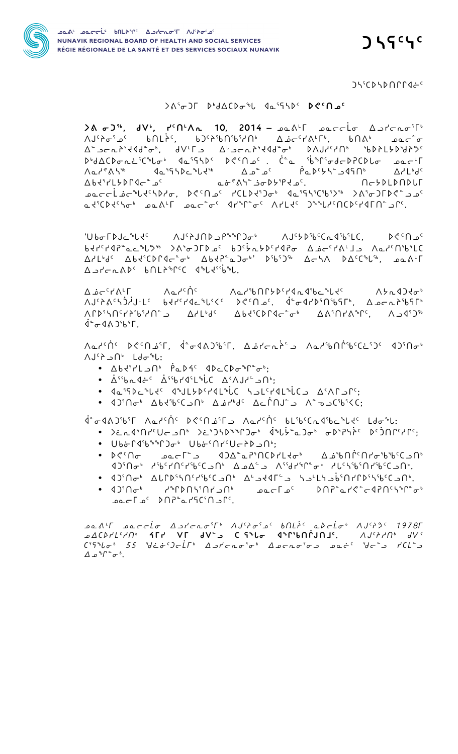ᓄᓇᕕᒃ ᓄᓇᓕᓕᓐᓂ ᑲᑎᒪᔨᖏᑦ ᐃᓗᓯᓕᕆᓂᕐᒥ ᐱᒍᓯᕐᓄᑦ
NUNAVIK REGIONAL BOARD OF HEALTH AND SOCIAL SERVICES
RÉGIE RÉGIONALE DE LA SANTÉ ET DES SERVICES SOCIAUX NUNAVIK

# ᑐᓴᕐᓴᑦ

ᑐᓴᕐᑕᐅᓴᐅᑎᒋᐊᓖᑦ

## ᐳᕕᕐᓂᑐᒥ ᐅᒃᑯᐃᑕᐅᓂᖓ ᐊᓇᕐᕋᕐᓴᐅᑉ **ᐅᕝᕕᑎᓄᑦ**

**ᐳᕕ ᓂᑐᖅ, ᑯᐯᒃ, ᓯᑎᒻᐱᕆ 10, 2014** – ᓄᓇᕕᒻᒥ ᓄᓇᓕᓕᒥᓂ ᐃᓗᓯᓕᕆᓂᕐᒥᒃ ᐱᒍᓯᓂᕐᓄᑦ ᑲᑎᒪᔩᑦ, ᑲᑐᔨᖃᑎᖃᕐᓯᒪᑎᒃ ᐃᓅᓕᕐᓯᐱᒻᒥᒃ, ᑲᑎᐱᒃ ᓄᓇᓕᓐᓂ ᐃᓚᒌᓐᓂᕐᓯᐊᒃᑯᓐᓂᒃ, ᑯᐯᒥᑐ ᐃᒻᒥᓂᕐᓯᐊᒃᑯᓐᓂᒃ ᐅᐱᒍᓯᑦᓯᑎᒃ ᖃᐅᔨᒪᔭᐅᖁᔭᐳᑦ ᐅᒃᑯᐃᑕᐅᓂᖕᓂᕐᑦᓴᒥᒃ ᐊᓇᕐᕋᕐᓴᐅᑉ ᐅᕝᕕᑎᓄᑦ. ᑖᓐᓇ ᖄᖏᕐᓂᖅᑕᕆᔭᐅᑕᓕᒫ ᓄᓇᓕᒻᒥ ᐱᓇᓱᐊᕕᒃᓴᖅ ᐊᓇᕐᕋᕐᓴᕐᓕᒃᓴᖅ ᐃᓄᓐᓄᑦ ᑮᓇᐅᔭᓴᕐᓂᓗᐊᕐᖁᑎᒃ ᐃᓱᒪᒃᑯᑦ ᐃᑲᔪᕐᓯᒪᔪᐃᑦᓂᓂᑦ ᓇᓂᕐᕕᓴᕐᑐᓂᔪᓂᑦ. ᑎᑦᓴᐅᒪᑎᐅᑎᒻᒥ ᓄᓇᓕᓕᓐᓂᕐᑲᖅᓯᐅᑎᓂ, ᐅᕝᕕᑎᓄᑦ ᓯᑕᒪᐅᖅᑐᓂᒃ ᐊᓇᕐᕋᖅᓯᐅᑉᐳ ᐳᕕᕐᓂᑐᒥᐅᕝᕕᓕᐅᓄᑦ ᓇᓗᕐᑕᐅᑦᓯᓂᒃ ᓄᓇᕕᒻᒥ ᓄᓇᓖᓐᓂᑦ ᐊᕙᑎᖏᓐᓂᑦ ᐱᓯᒪᔪᑦ ᑐᕌᒐᓯᖃᑎᑕᖅᓯᐊᒥᓂᑦᑐᒥᑦ.

'ᑌᑲᓂᒥᐅᔪᓐᓇᕐᓯᑦ ᐱᒍᓯᔪᑎᐅᓗᑭᖅᑎᑐᓂᒃ ᐱᒍᓴᐅᖅᑲᑕᓇᖅᓯᒪᑕ, ᐅᕝᕕᑎᓄᑦ ᑲᔪᓯᔭᐅᑲᓐᓇᐅᑎᒃ ᐳᕕᕐᓂᑐᒥᐅᓄᑦ ᑲᑐᔾᔭᖓᔪᔭᐅᑎᒃ ᐃᓅᓕᕐᓯᐱᒪᒃᑯ ᐱᓇᓯᑎᖅᑲᑕ ᐃᓯᒪᒃᑯᑦ ᐃᑲᔫᑕᐅᑎᒋᐊᓖᓐᓂᒃ ᐃᑲᔫᑎᓄᑦ' ᐅᖃᖅᑐᖅ ᐃᓕᓯᐱ ᐅᐸᑦᑕᑦᑕᖅ, ᓄᓇᕕᒻᒥ ᐃᓗᓯᓕᕆᕝᕕᑉ ᑲᑎᒪᔨᖏᑕ ᐊᖓᔪᖅᑳᖓ.

ᐃᓅᓕᕐᓯᐱᒻᒥ ᐱᓇᓱᒋᑦ ᐱᓇᓱᑲᑎᒋᔭᐅᑎᓕᕐᑎᓇᖅᑲᓂᕐᑎᑦ ᐱᔭᕆᐊᑐᐃᓐᓇᕐᓂᒃ ᐱᒍᓯᕆᓪᓚᑦᓯᔪᐃᔾᔪᓕᑦ ᑲᔪᓯᔭᐅᓇᕐᑕᐅᑕᑦ ᐅᕝᕕᑎᓄᑦ. ᐊᓐᓂᐊᔪᐅᑎᓂᕐᑲᕐᒥᒃ, ᐃᓄᓐᓂᕆᕐᑲᕐᒥᒃ ᐱᕆᐅᖅᓯᑎᖃᑎᒐᕐᑲᕐᑎᑕ ᐃᓱᒪᒃᑯᑦ ᐃᑲᔪᕐᑕᐅᓂᖅᑕᓂᒃ ᐃᕕᕐᓯᐱᕐᓯᑦ, ᐱᓗᐊᕐᑐᖅ ᐊᓐᓂᐊᐱᑐᕐᑲᕐᒥ.

ᐱᓇᓱᒋᑦ ᐅᕝᕕᑎᓄᑦ, ᐊᓐᓂᐊᐱᑐᕐᑲᕐᒥ, ᐃᓅᓕᕐᓇᕐᓯᑐ ᐱᓇᓱᑲᑎᒋᔭᐅᑕᓯᑦᑐᑦ ᐊᑐᕐᑎᓂᒃ ᐱᒍᓯᑎᒃ ᒪᓕᓂᖅᑐ:

- ᐃᑲᔪᕐᓯᒪᓗᑎᒃ ᖃᓄᐃᑦ ᐊᐅᓚᑕᐅᓂᕐᒥᓂᒃ;
- ᐆᕐᑲᓇᐊᓛᑦ ᐆᕐᑲᕐᓯᐊᕐᒪᕐᑲᑕ ᐃᑉᐱᒍᓯᑦᑐᑎᒃ;
- ᐊᓇᕐᕋᕐᓴᖅᑕᐅᓯᑦ ᐊᕐᔪᒪᐅᑦᓯᐊᒪᕐᑲᑕ ᓴᓗᒪᓯᐊᒪᕐᑲᑕ ᐃᑉᐱᑎᓗᒥᑦ;
- ᐊᑐᕐᑎᓂᒃ ᐃᑲᔪᕐᑲᑦᑐᑎᒃ ᐃᓅᓯᒃᑯᑦ ᐃᓚᒌᑎᒍᑦᑐ ᐱᓐᓂᕈᑦᑲᐅᑦᓯᒪᑦ;

ᐋᓐᓂᐊᐱᑐᕐᑲᕐᒥ ᐱᓇᓱᒋᑦ ᐅᕝᕕᑎᓄᕐᒥ ᐱᓇᓱᒋᑦ ᑲᒪᕐᑲᑦᑕᓇᕐᑲᓇᕐᓯᑦ ᒪᓕᓂᖅᑐ:

- ᐳᓖᓇᐊᕐᑎᓯᑦᑕᑎᑎᑦ ᐳᓖᕐᑐᓴᐅᕐᑎᓂᒃ ᐋᕐᒪᔫᓐᓇᑐᓂᒃ ᓂᐅᕐᕉᔩᑦ ᐅᑦᑑᑎᒋᓯᒋᑦ;
- ᑌᑲᓂᒥᐊᕐᑲᕐᑎᓂᒃ ᑌᑲᓂᑦᓯᑦᑌᑦᑐᕐᑐᑦ;
- ᐅᕝᕕᑎᓂ ᓄᓇᓕᒻᒥ ᐊᑐᐃᓐᓇᕐᑎᑕᐅᓯᒪᔪᓂᒃ ᐃᓅᕐᑲᓂᕐᑎᑦᓯᓂᕐᑲᕐᑲᑦᑐᑦ ᐊᑐᕐᑎᓂᒃ ᓯᕐᑲᑎᑦᓯᕐᑲᑦᑐᑦ ᐃᓄᐃᓐᓄ ᐱᕐᑯᓯᕐᓂᕐᓂᒃ ᓯᒪᑦᓴᕐᑎᓯᕐᑲᑦᑐᑦ.
- ᐊᑐᕐᑎᓂᒃ ᐃᒪᕐᑐᕐᑎᑦᓯᕐᑲᑦᑐᑦ ᐃᒻᒥᓂᐊᕐᓂᓐᓄ ᓴᓗᒪᓴᓂᕐᑎᓯᒋᐅᕐᓴᕐᑲᑦᑐᑦ.
- ᐊᑐᕐᑎᓂᒃ ᓯᕐᑯᑎᕐᑎᓯᑐᑦ ᓄᓇᓕᒻᒥ ᑎᑎᕋᕐᓯᐊᕐᑲᕐᑎᕐᑎᓯᓂᕐᒥᒃ ᑎᑎᕋᕐᓯᑎᑦᑐᓯᑦ.

*ᓄᓇᕕᒻᒥ ᓄᓇᓕᓕᒥᓂ ᐃᓗᓯᓕᕆᓂᕐᒥᒃ ᐱᒍᓯᓂᕐᓄᑦ ᑲᑎᒪᔩᑦ ᓇᐅᓕᒫᓂ ᐱᒍᓯᔪᑦ 1978ᒥ ᓄᐃᑕᐅᓯᒪᓯᑎᒃ ᕿᒥᕐ ᐯᒥ ᑯᐯᒃᑯ ᑕ ᕿᑲᓂ ᐊᕐᒥᕐᑲᑎᒋᔪᑎᒍᑦ. ᐱᒍᓯᔪᑎᒃ ᑯᐯᑦ ᑕᕿᕐᓂᕐ 55 ᖁᓖᓐᓂᑐᓕᒥᒃ ᐃᓗᓯᓕᕆᓂᕐᓂᒃ ᐃᓅᓯᓕᕆᓂᕐᓂᓗ ᓄᓇᓖᑦ ᖁᓕᓗ ᓯᑕᒪᓗ ᐃᓄᒃᑎᓂᒃ.*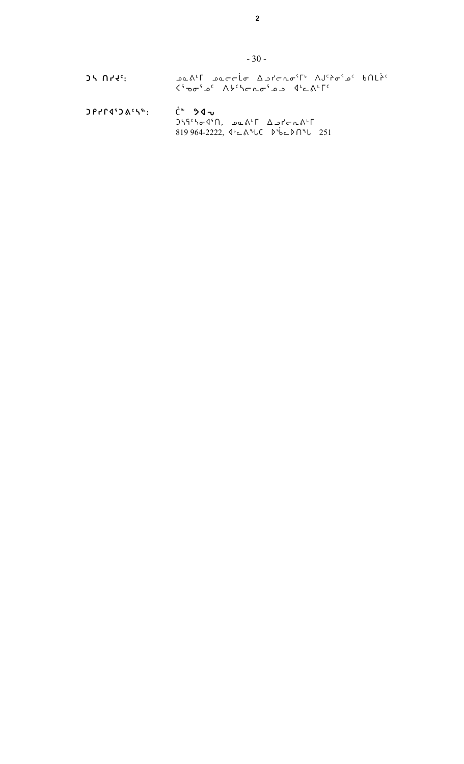ᑐᓴ ᑎᓯᐋᑦ: ᓄᓇᕕᒻᒥ ᓄᓇᓕᓕᒫᓂ ᐃᓗᓯᓕᕆᓂᕐᒥᒃ ᐱᒍᓐᓂᕐᓄᑦ ᑲᑎᒪᔩᑦ ᐸᕐᖁᓂᕐᓄᑦ ᐱᔭᑦᓴᓕᕆᓂᕐᓄᓗ ᐊᓪᓚᕖᑦᒥᑦ

ᑐᑭᓯᒋᐊᕐᑐᕖᑦᓴᖅ: ᑖᓐ ᕗᐊᕈ
ᑐᓴᕋᑦᓴᓂᐊᕐᑎ, ᓄᓇᕕᒻᒥ ᐃᓗᓯᓕᕆᕖᒻᒥ
819 964-2222, ᐊᓪᓚᕕᖓᑕ ᐅᖃᓪᓚᐅᑎᖓ 251